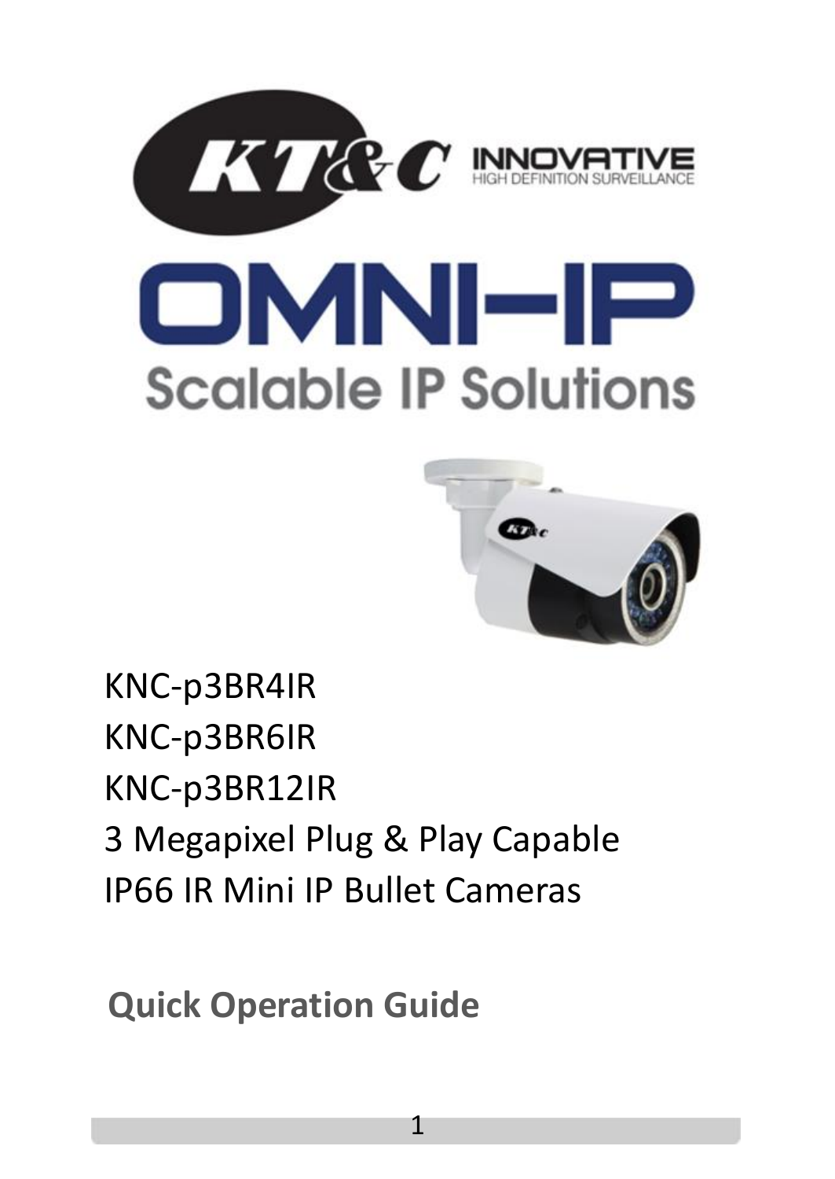KT&C INNOVATIVE HIGH DEFINITION SURVEILLANCE

# OMNI-IP

## Scalable IP Solutions

KNC-p3BR4IR
KNC-p3BR6IR
KNC-p3BR12IR
3 Megapixel Plug & Play Capable
IP66 IR Mini IP Bullet Cameras

**Quick Operation Guide**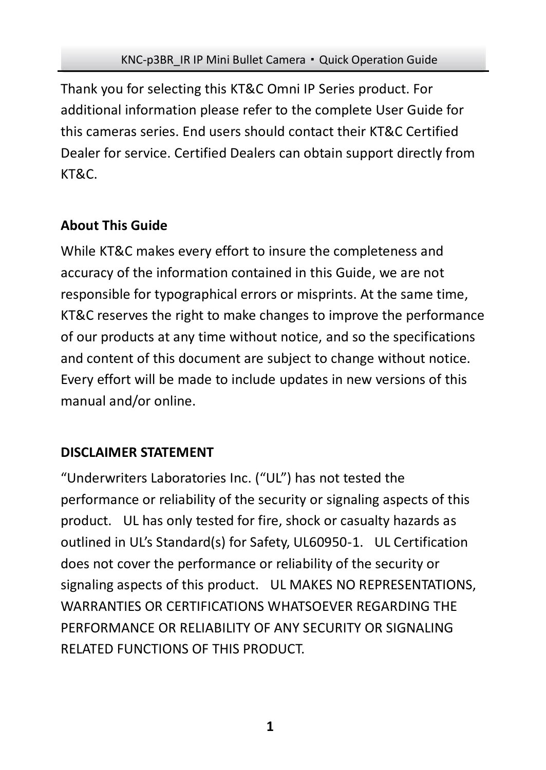Thank you for selecting this KT&C Omni IP Series product. For additional information please refer to the complete User Guide for this cameras series. End users should contact their KT&C Certified Dealer for service. Certified Dealers can obtain support directly from KT&C.

**About This Guide**

While KT&C makes every effort to insure the completeness and accuracy of the information contained in this Guide, we are not responsible for typographical errors or misprints. At the same time, KT&C reserves the right to make changes to improve the performance of our products at any time without notice, and so the specifications and content of this document are subject to change without notice. Every effort will be made to include updates in new versions of this manual and/or online.

**DISCLAIMER STATEMENT**

"Underwriters Laboratories Inc. ("UL") has not tested the performance or reliability of the security or signaling aspects of this product. UL has only tested for fire, shock or casualty hazards as outlined in UL's Standard(s) for Safety, UL60950-1. UL Certification does not cover the performance or reliability of the security or signaling aspects of this product. UL MAKES NO REPRESENTATIONS, WARRANTIES OR CERTIFICATIONS WHATSOEVER REGARDING THE PERFORMANCE OR RELIABILITY OF ANY SECURITY OR SIGNALING RELATED FUNCTIONS OF THIS PRODUCT.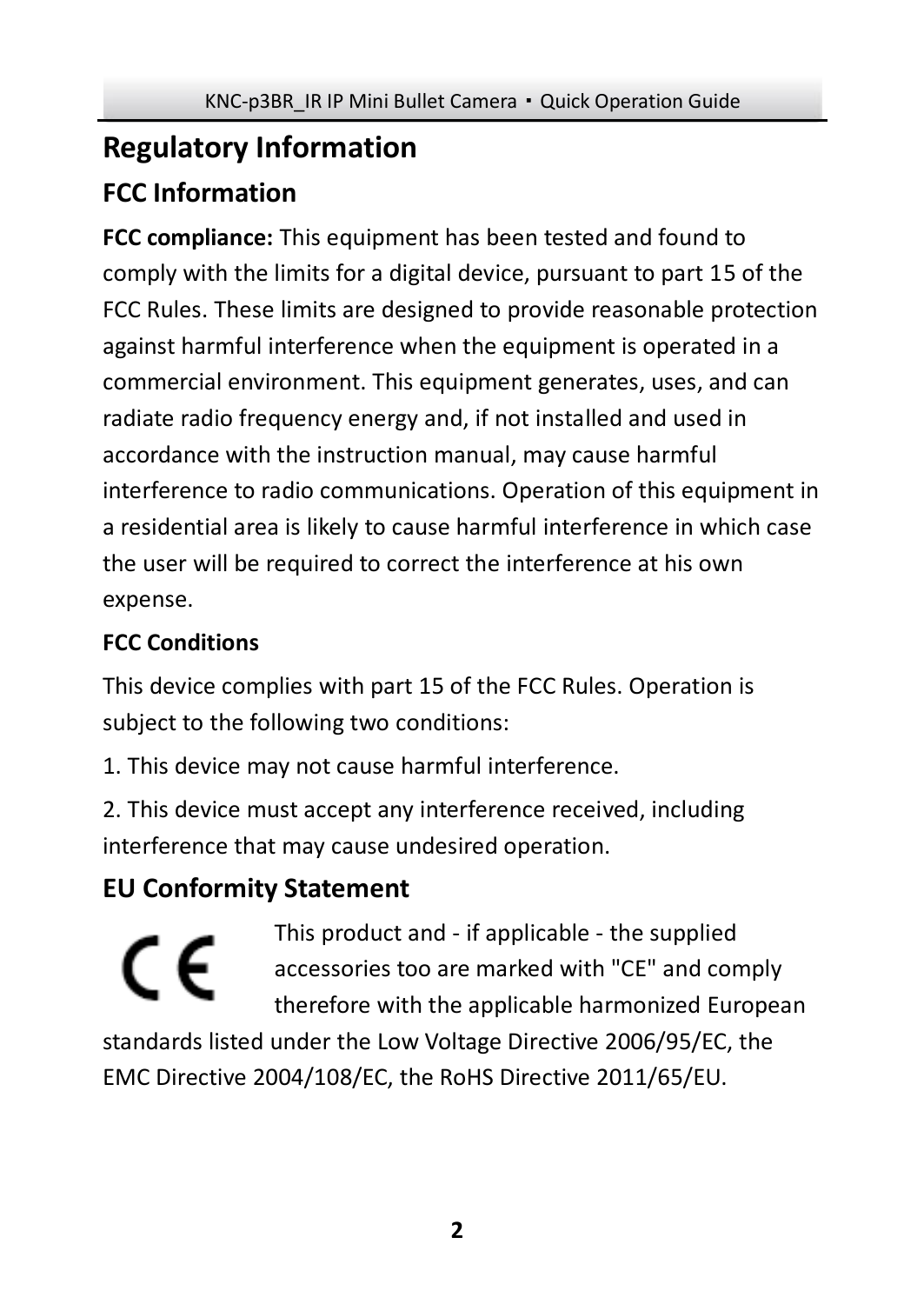# Regulatory Information

## FCC Information

**FCC compliance:** This equipment has been tested and found to comply with the limits for a digital device, pursuant to part 15 of the FCC Rules. These limits are designed to provide reasonable protection against harmful interference when the equipment is operated in a commercial environment. This equipment generates, uses, and can radiate radio frequency energy and, if not installed and used in accordance with the instruction manual, may cause harmful interference to radio communications. Operation of this equipment in a residential area is likely to cause harmful interference in which case the user will be required to correct the interference at his own expense.

### FCC Conditions

This device complies with part 15 of the FCC Rules. Operation is subject to the following two conditions:

1. This device may not cause harmful interference.

2. This device must accept any interference received, including interference that may cause undesired operation.

## EU Conformity Statement

This product and - if applicable - the supplied accessories too are marked with "CE" and comply therefore with the applicable harmonized European standards listed under the Low Voltage Directive 2006/95/EC, the EMC Directive 2004/108/EC, the RoHS Directive 2011/65/EU.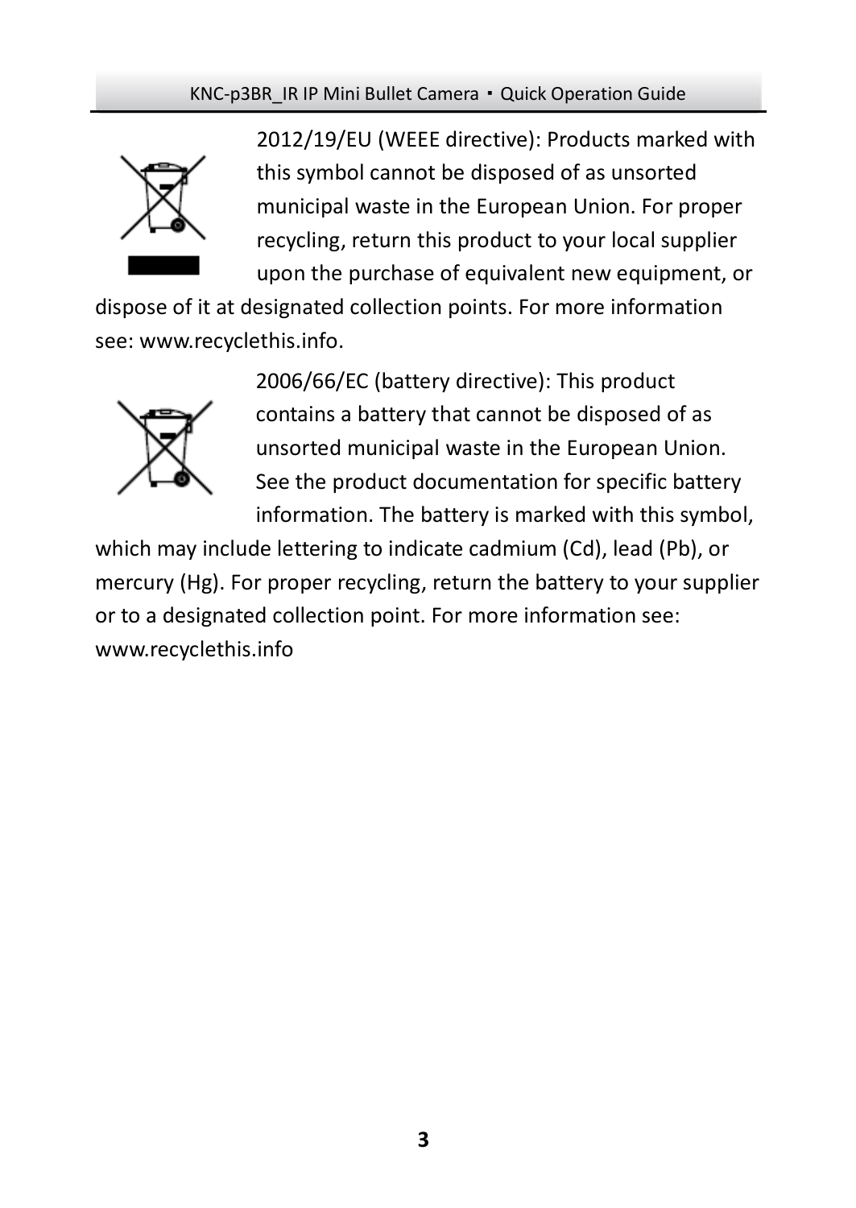2012/19/EU (WEEE directive): Products marked with this symbol cannot be disposed of as unsorted municipal waste in the European Union. For proper recycling, return this product to your local supplier upon the purchase of equivalent new equipment, or dispose of it at designated collection points. For more information see: www.recyclethis.info.

2006/66/EC (battery directive): This product contains a battery that cannot be disposed of as unsorted municipal waste in the European Union. See the product documentation for specific battery information. The battery is marked with this symbol, which may include lettering to indicate cadmium (Cd), lead (Pb), or mercury (Hg). For proper recycling, return the battery to your supplier or to a designated collection point. For more information see: www.recyclethis.info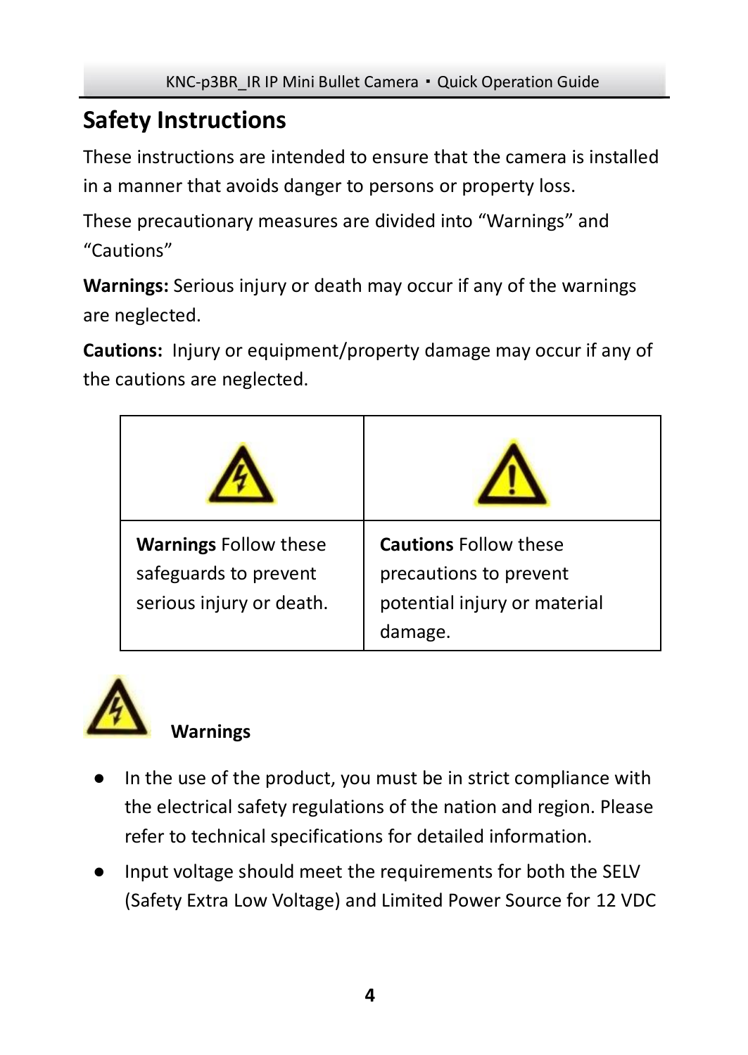## Safety Instructions

These instructions are intended to ensure that the camera is installed in a manner that avoids danger to persons or property loss.

These precautionary measures are divided into “Warnings” and “Cautions”

**Warnings:** Serious injury or death may occur if any of the warnings are neglected.

**Cautions:** Injury or equipment/property damage may occur if any of the cautions are neglected.

| | |
|---|---|
| **Warnings** Follow these safeguards to prevent serious injury or death. | **Cautions** Follow these precautions to prevent potential injury or material damage. |

**Warnings**

- In the use of the product, you must be in strict compliance with the electrical safety regulations of the nation and region. Please refer to technical specifications for detailed information.
- Input voltage should meet the requirements for both the SELV (Safety Extra Low Voltage) and Limited Power Source for 12 VDC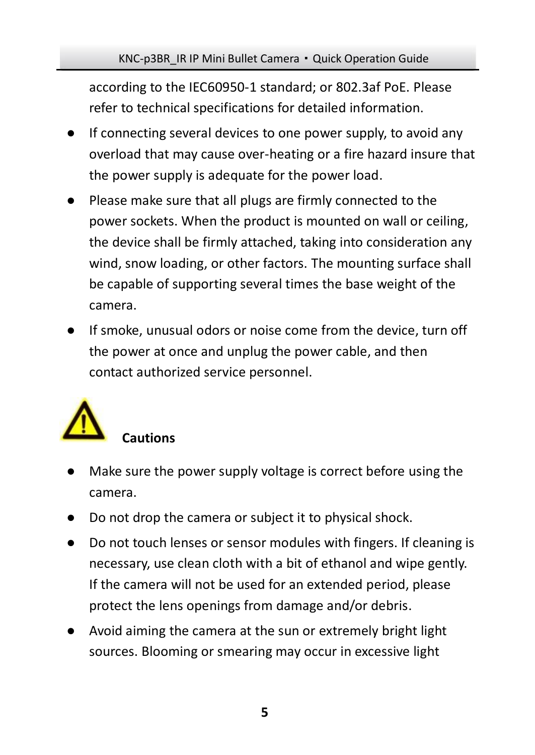according to the IEC60950-1 standard; or 802.3af PoE. Please refer to technical specifications for detailed information.

- If connecting several devices to one power supply, to avoid any overload that may cause over-heating or a fire hazard insure that the power supply is adequate for the power load.
- Please make sure that all plugs are firmly connected to the power sockets. When the product is mounted on wall or ceiling, the device shall be firmly attached, taking into consideration any wind, snow loading, or other factors. The mounting surface shall be capable of supporting several times the base weight of the camera.
- If smoke, unusual odors or noise come from the device, turn off the power at once and unplug the power cable, and then contact authorized service personnel.

**Cautions**

- Make sure the power supply voltage is correct before using the camera.
- Do not drop the camera or subject it to physical shock.
- Do not touch lenses or sensor modules with fingers. If cleaning is necessary, use clean cloth with a bit of ethanol and wipe gently. If the camera will not be used for an extended period, please protect the lens openings from damage and/or debris.
- Avoid aiming the camera at the sun or extremely bright light sources. Blooming or smearing may occur in excessive light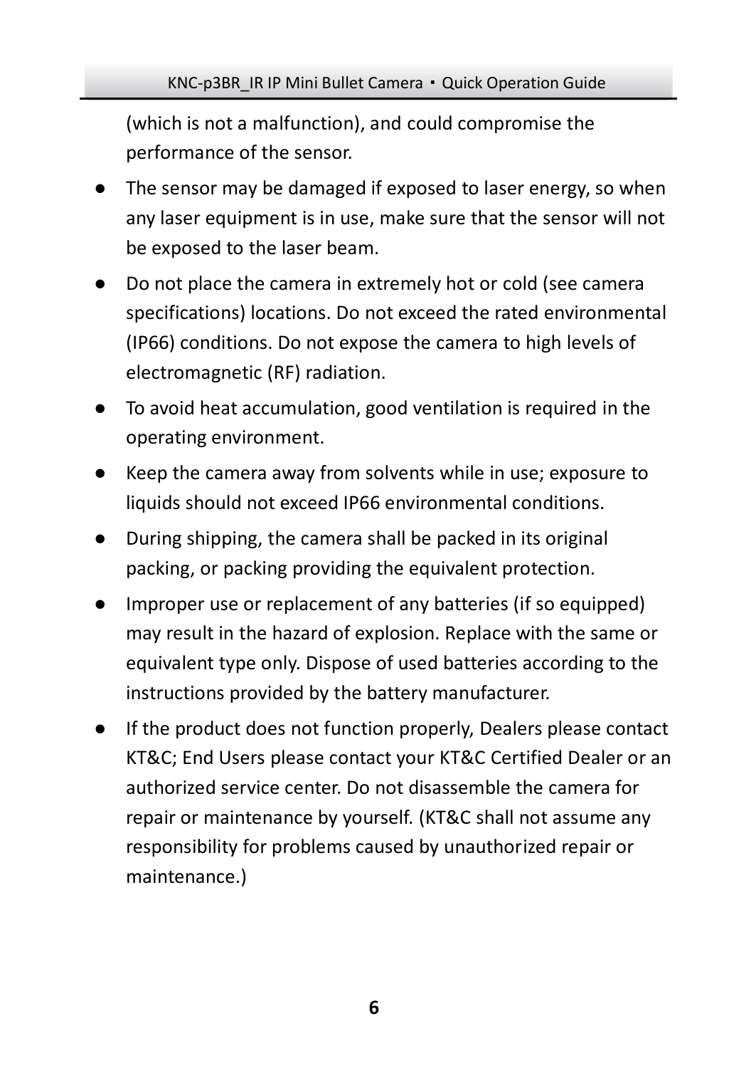(which is not a malfunction), and could compromise the performance of the sensor.

- The sensor may be damaged if exposed to laser energy, so when any laser equipment is in use, make sure that the sensor will not be exposed to the laser beam.
- Do not place the camera in extremely hot or cold (see camera specifications) locations. Do not exceed the rated environmental (IP66) conditions. Do not expose the camera to high levels of electromagnetic (RF) radiation.
- To avoid heat accumulation, good ventilation is required in the operating environment.
- Keep the camera away from solvents while in use; exposure to liquids should not exceed IP66 environmental conditions.
- During shipping, the camera shall be packed in its original packing, or packing providing the equivalent protection.
- Improper use or replacement of any batteries (if so equipped) may result in the hazard of explosion. Replace with the same or equivalent type only. Dispose of used batteries according to the instructions provided by the battery manufacturer.
- If the product does not function properly, Dealers please contact KT&C; End Users please contact your KT&C Certified Dealer or an authorized service center. Do not disassemble the camera for repair or maintenance by yourself. (KT&C shall not assume any responsibility for problems caused by unauthorized repair or maintenance.)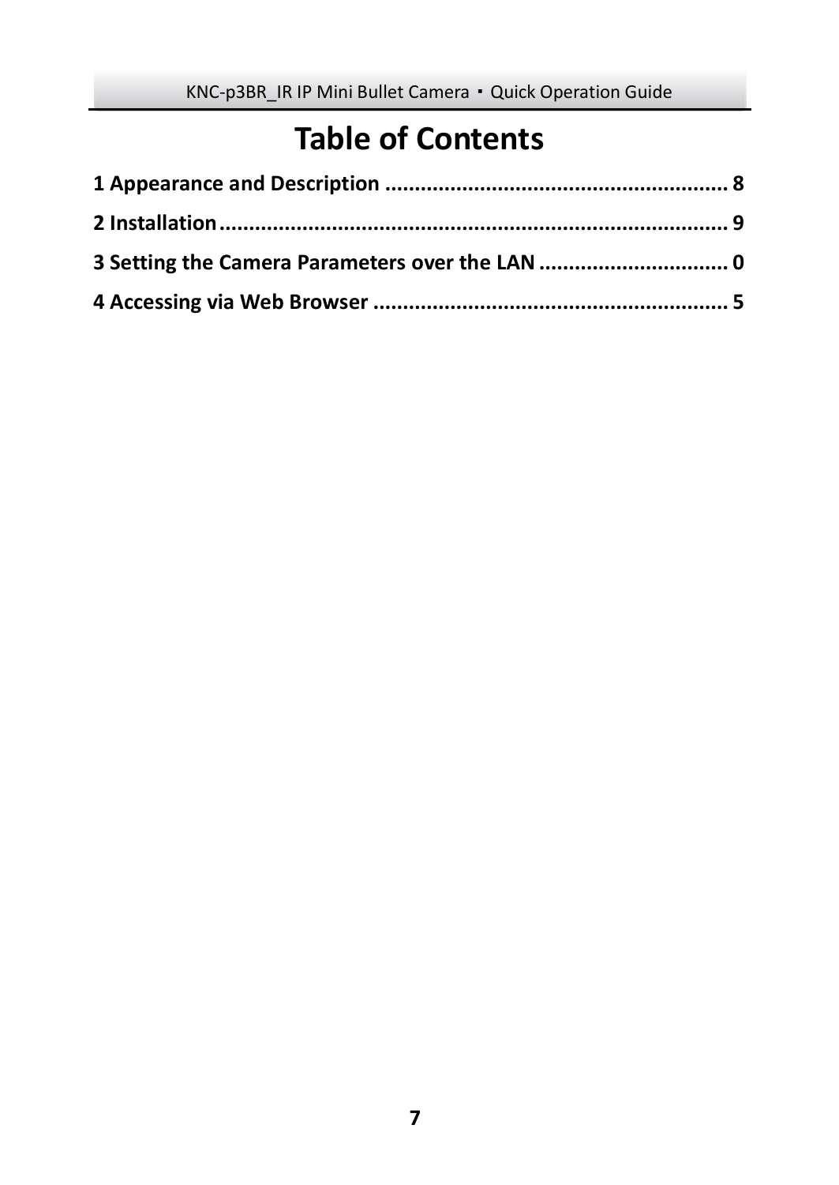# Table of Contents

**1 Appearance and Description .......................................................... 8**

**2 Installation ..................................................................................... 9**

**3 Setting the Camera Parameters over the LAN ................................ 0**

**4 Accessing via Web Browser ............................................................ 5**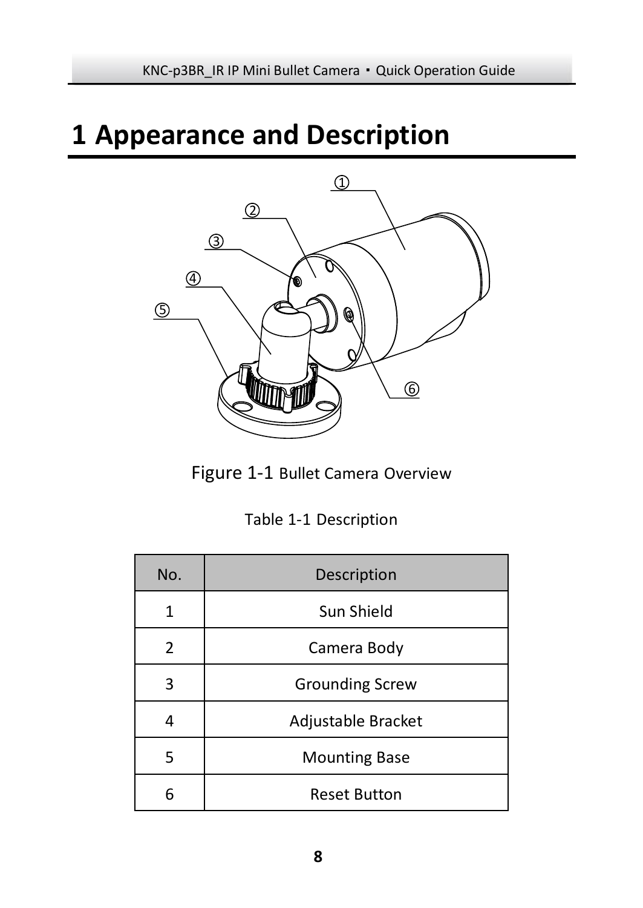# 1 Appearance and Description

Figure 1-1 Bullet Camera Overview

Table 1-1 Description

| No. | Description |
|---|---|
| 1 | Sun Shield |
| 2 | Camera Body |
| 3 | Grounding Screw |
| 4 | Adjustable Bracket |
| 5 | Mounting Base |
| 6 | Reset Button |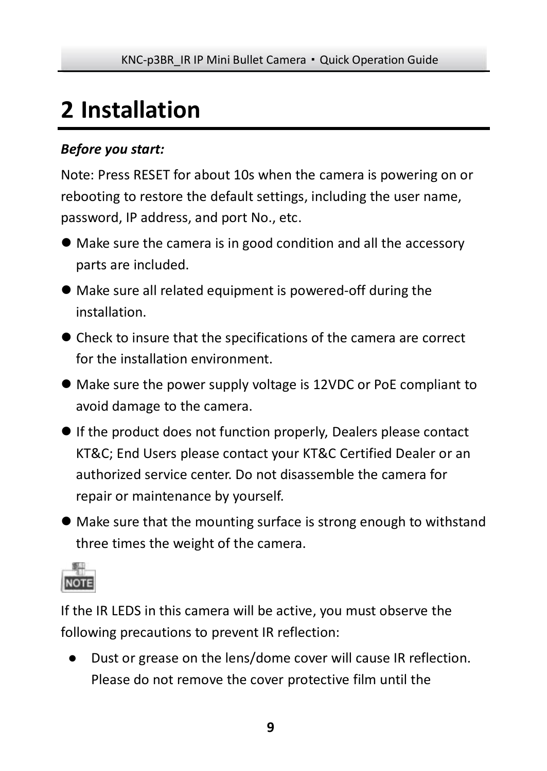# 2 Installation

***Before you start:***

Note: Press RESET for about 10s when the camera is powering on or rebooting to restore the default settings, including the user name, password, IP address, and port No., etc.

- Make sure the camera is in good condition and all the accessory parts are included.
- Make sure all related equipment is powered-off during the installation.
- Check to insure that the specifications of the camera are correct for the installation environment.
- Make sure the power supply voltage is 12VDC or PoE compliant to avoid damage to the camera.
- If the product does not function properly, Dealers please contact KT&C; End Users please contact your KT&C Certified Dealer or an authorized service center. Do not disassemble the camera for repair or maintenance by yourself.
- Make sure that the mounting surface is strong enough to withstand three times the weight of the camera.

NOTE

If the IR LEDS in this camera will be active, you must observe the following precautions to prevent IR reflection:

- Dust or grease on the lens/dome cover will cause IR reflection. Please do not remove the cover protective film until the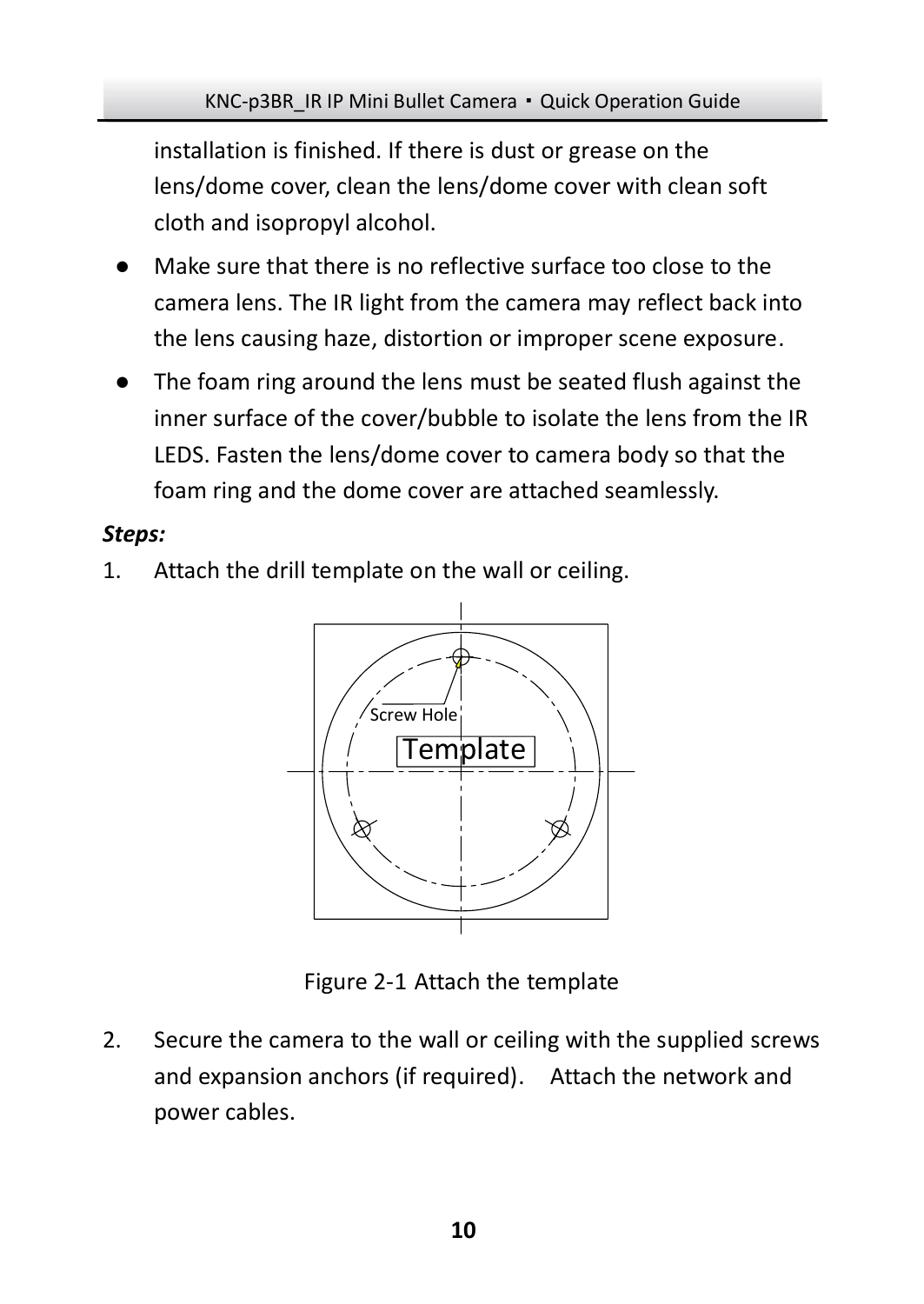installation is finished. If there is dust or grease on the lens/dome cover, clean the lens/dome cover with clean soft cloth and isopropyl alcohol.

- Make sure that there is no reflective surface too close to the camera lens. The IR light from the camera may reflect back into the lens causing haze, distortion or improper scene exposure.
- The foam ring around the lens must be seated flush against the inner surface of the cover/bubble to isolate the lens from the IR LEDS. Fasten the lens/dome cover to camera body so that the foam ring and the dome cover are attached seamlessly.

***Steps:***

1. Attach the drill template on the wall or ceiling.

Screw Hole

Template

Figure 2-1 Attach the template

2. Secure the camera to the wall or ceiling with the supplied screws and expansion anchors (if required). Attach the network and power cables.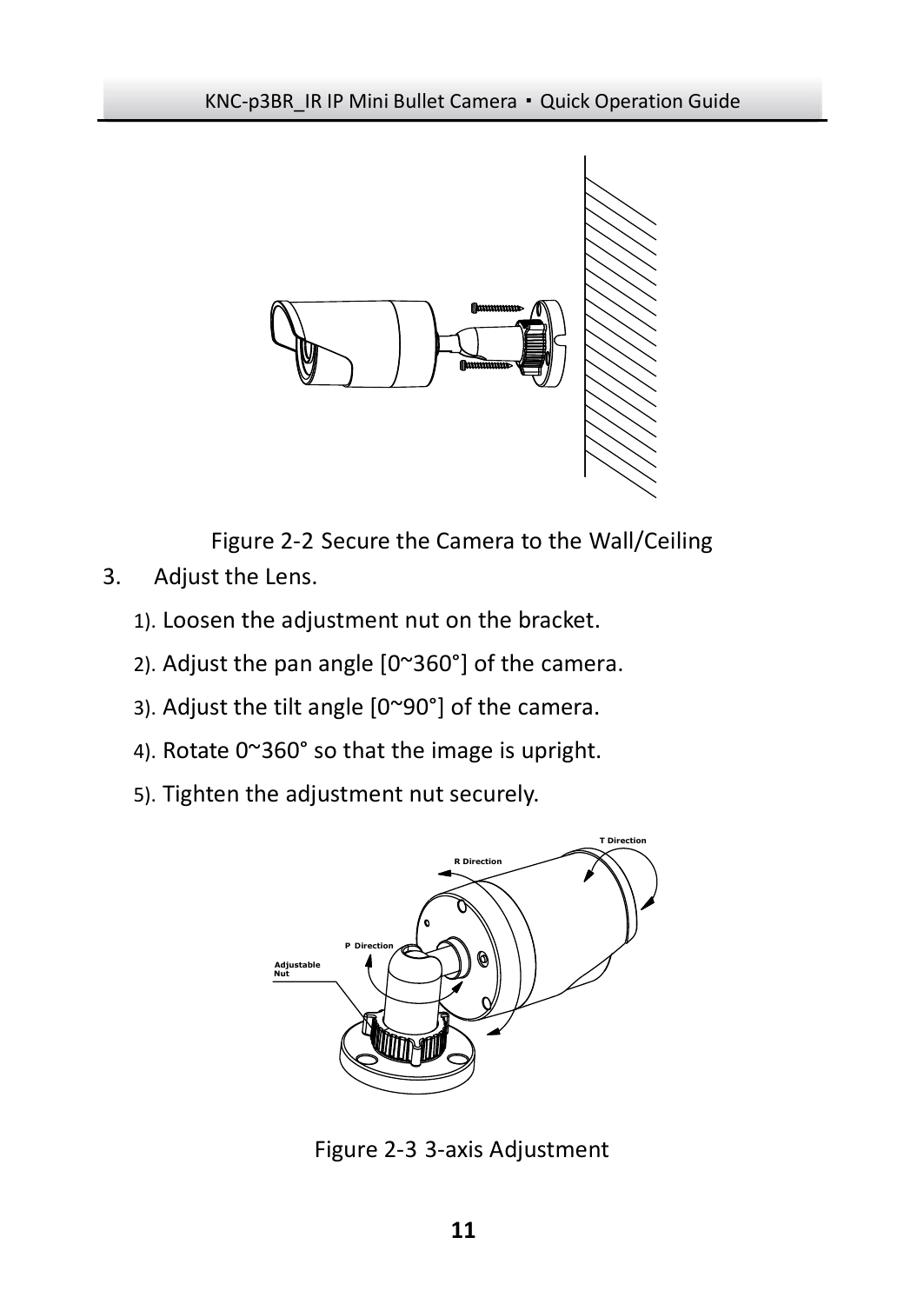Figure 2-2 Secure the Camera to the Wall/Ceiling

3. Adjust the Lens.

   1). Loosen the adjustment nut on the bracket.

   2). Adjust the pan angle [0~360°] of the camera.

   3). Adjust the tilt angle [0~90°] of the camera.

   4). Rotate 0~360° so that the image is upright.

   5). Tighten the adjustment nut securely.

Figure 2-3 3-axis Adjustment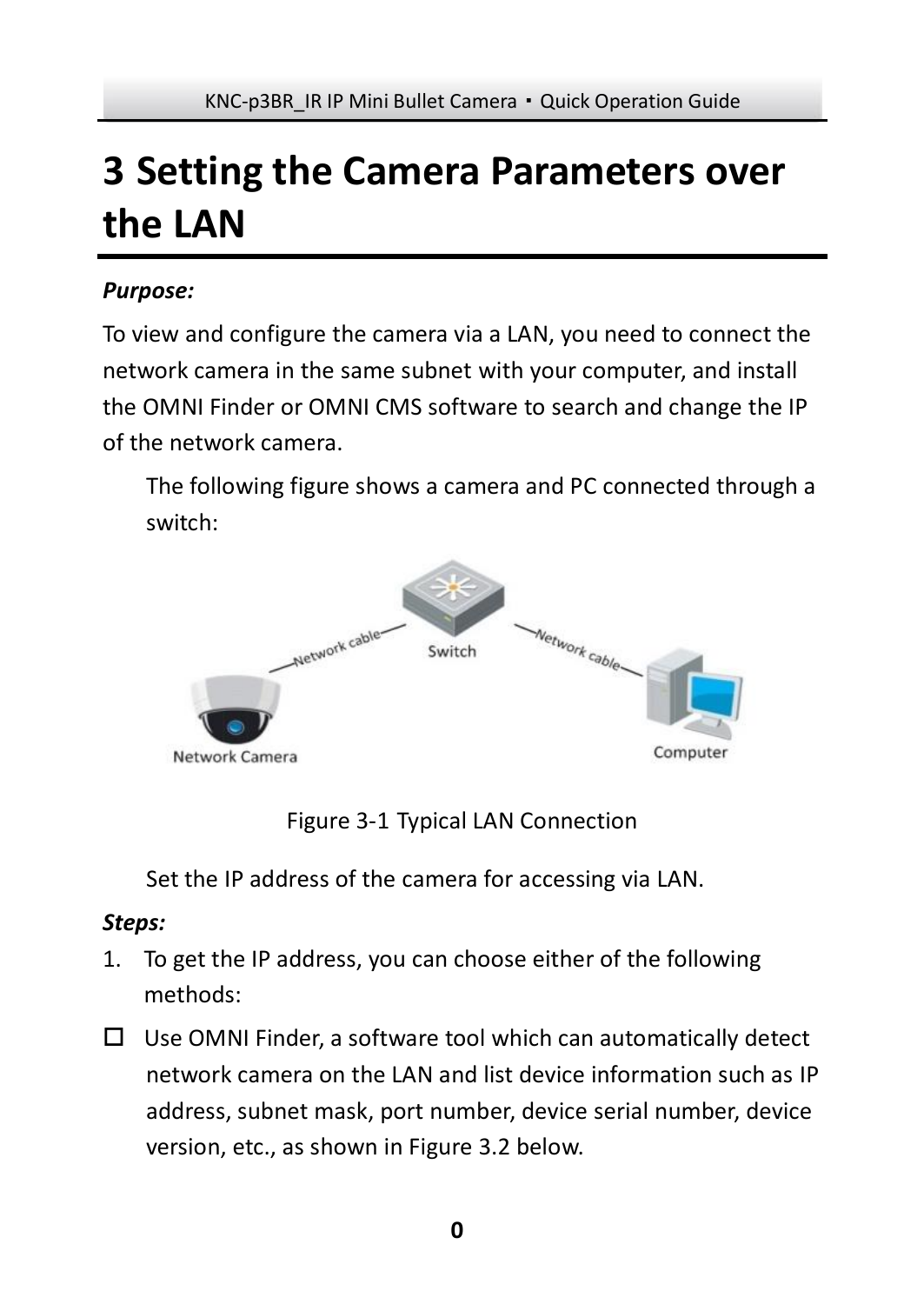# 3 Setting the Camera Parameters over the LAN

***Purpose:***

To view and configure the camera via a LAN, you need to connect the network camera in the same subnet with your computer, and install the OMNI Finder or OMNI CMS software to search and change the IP of the network camera.

The following figure shows a camera and PC connected through a switch:

Figure 3-1 Typical LAN Connection

Set the IP address of the camera for accessing via LAN.

***Steps:***

1. To get the IP address, you can choose either of the following methods:

- Use OMNI Finder, a software tool which can automatically detect network camera on the LAN and list device information such as IP address, subnet mask, port number, device serial number, device version, etc., as shown in Figure 3.2 below.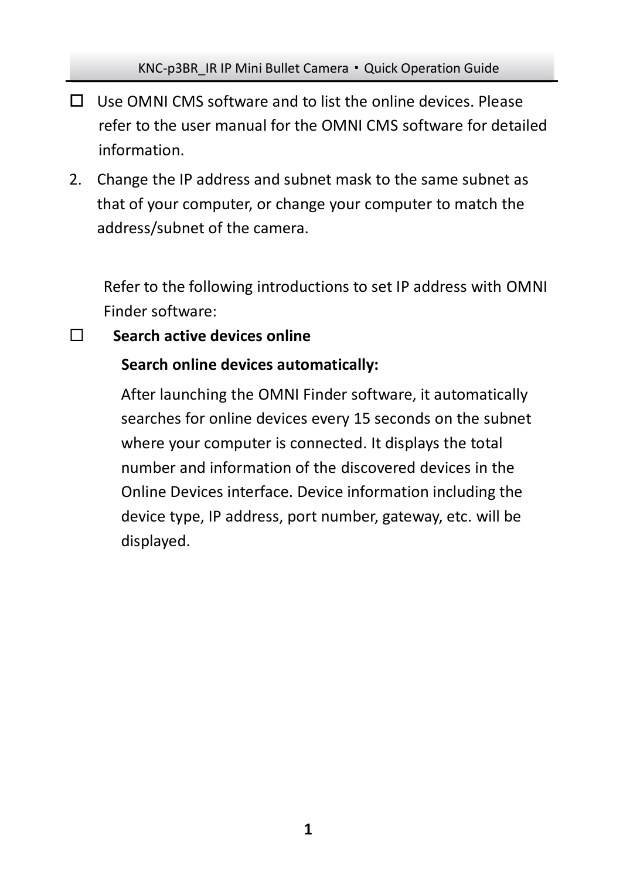- Use OMNI CMS software and to list the online devices. Please refer to the user manual for the OMNI CMS software for detailed information.

2. Change the IP address and subnet mask to the same subnet as that of your computer, or change your computer to match the address/subnet of the camera.

Refer to the following introductions to set IP address with OMNI Finder software:

- **Search active devices online**

  **Search online devices automatically:**

  After launching the OMNI Finder software, it automatically searches for online devices every 15 seconds on the subnet where your computer is connected. It displays the total number and information of the discovered devices in the Online Devices interface. Device information including the device type, IP address, port number, gateway, etc. will be displayed.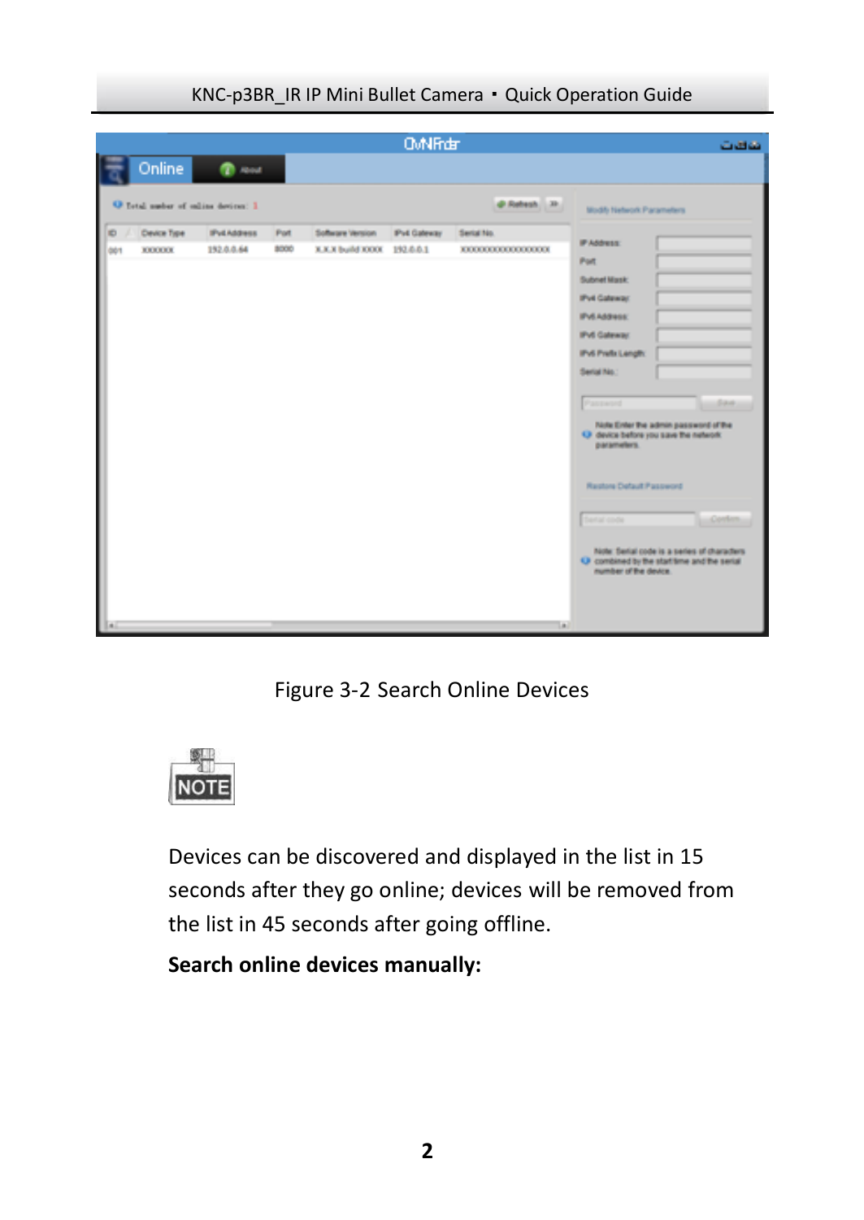Figure 3-2 Search Online Devices

NOTE

Devices can be discovered and displayed in the list in 15 seconds after they go online; devices will be removed from the list in 45 seconds after going offline.

**Search online devices manually:**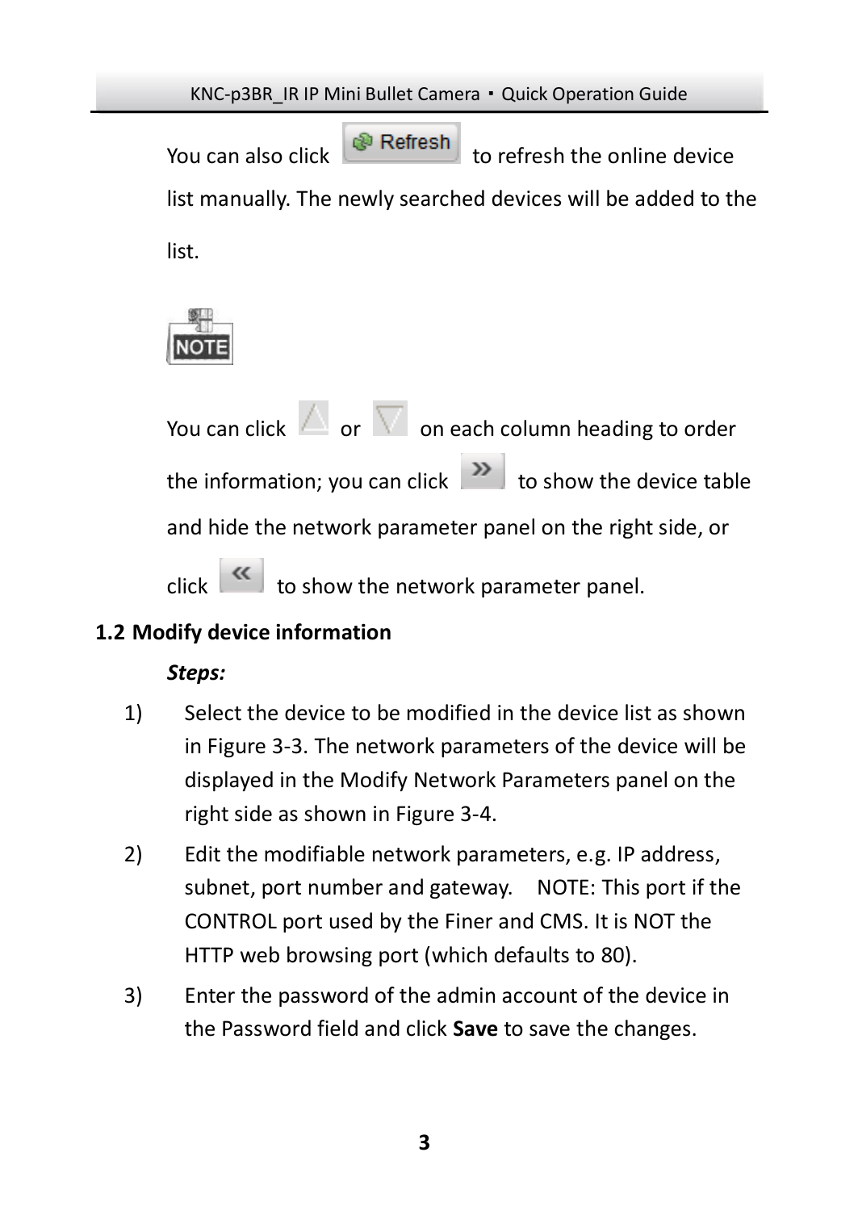You can also click **Refresh** to refresh the online device list manually. The newly searched devices will be added to the list.

NOTE

You can click △ or ▽ on each column heading to order the information; you can click » to show the device table and hide the network parameter panel on the right side, or click « to show the network parameter panel.

## 1.2 Modify device information

***Steps:***

1) Select the device to be modified in the device list as shown in Figure 3-3. The network parameters of the device will be displayed in the Modify Network Parameters panel on the right side as shown in Figure 3-4.
2) Edit the modifiable network parameters, e.g. IP address, subnet, port number and gateway. NOTE: This port if the CONTROL port used by the Finer and CMS. It is NOT the HTTP web browsing port (which defaults to 80).
3) Enter the password of the admin account of the device in the Password field and click **Save** to save the changes.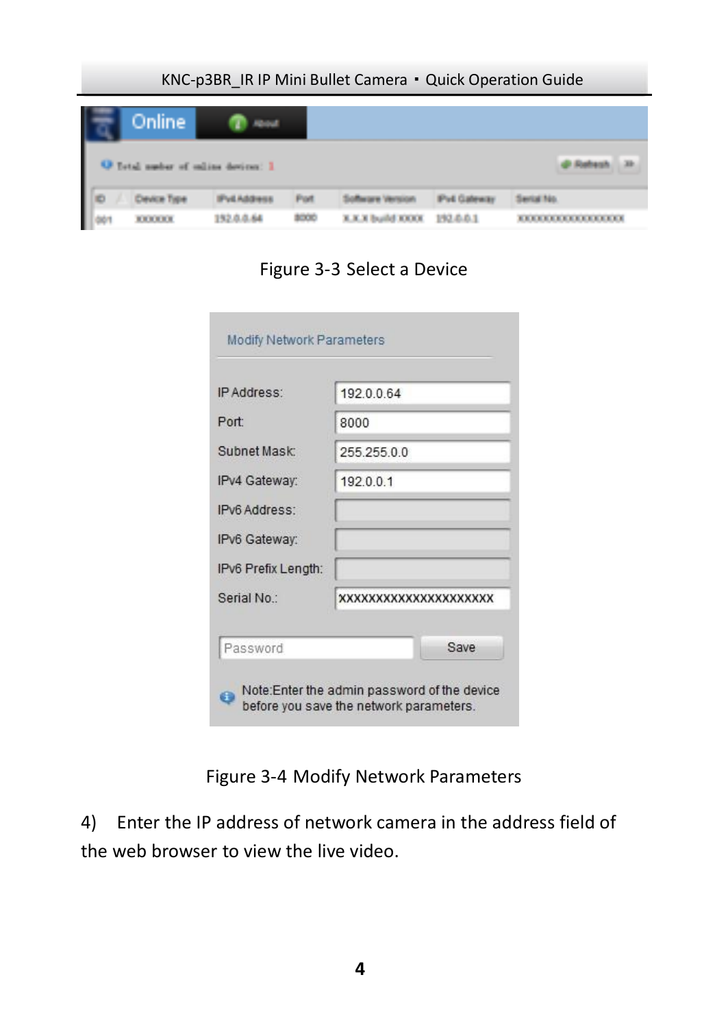Figure 3-3 Select a Device

Figure 3-4 Modify Network Parameters

4) Enter the IP address of network camera in the address field of the web browser to view the live video.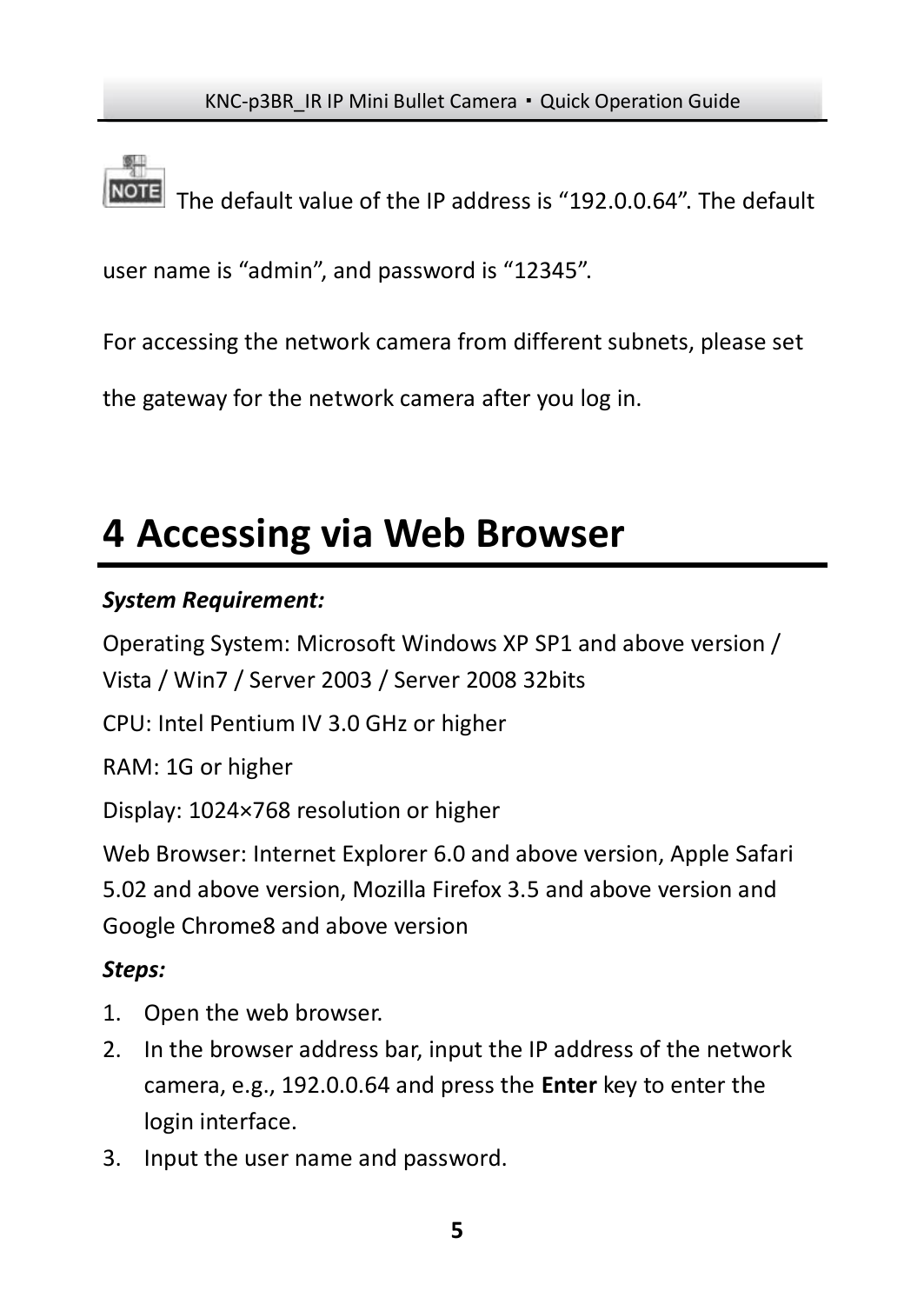**NOTE** The default value of the IP address is “192.0.0.64”. The default user name is “admin”, and password is “12345”.

For accessing the network camera from different subnets, please set the gateway for the network camera after you log in.

# 4 Accessing via Web Browser

***System Requirement:***

Operating System: Microsoft Windows XP SP1 and above version / Vista / Win7 / Server 2003 / Server 2008 32bits

CPU: Intel Pentium IV 3.0 GHz or higher

RAM: 1G or higher

Display: 1024×768 resolution or higher

Web Browser: Internet Explorer 6.0 and above version, Apple Safari 5.02 and above version, Mozilla Firefox 3.5 and above version and Google Chrome8 and above version

***Steps:***

1. Open the web browser.
2. In the browser address bar, input the IP address of the network camera, e.g., 192.0.0.64 and press the **Enter** key to enter the login interface.
3. Input the user name and password.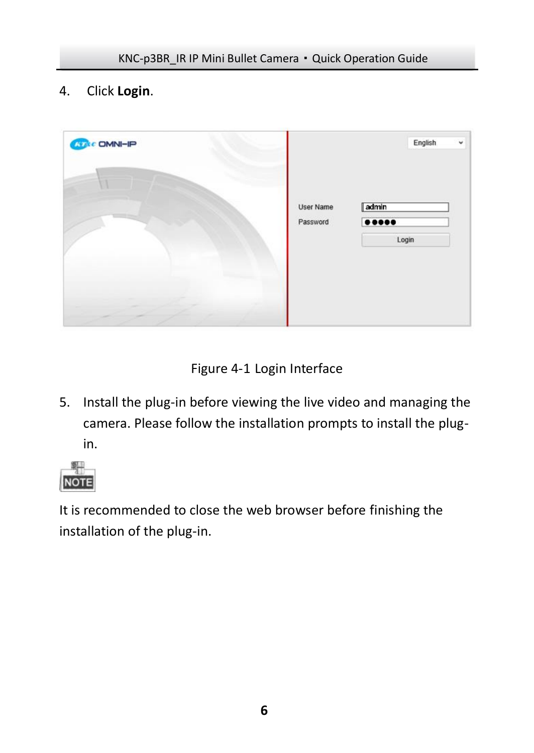4. Click **Login**.

Figure 4-1 Login Interface

5. Install the plug-in before viewing the live video and managing the camera. Please follow the installation prompts to install the plug-in.

NOTE

It is recommended to close the web browser before finishing the installation of the plug-in.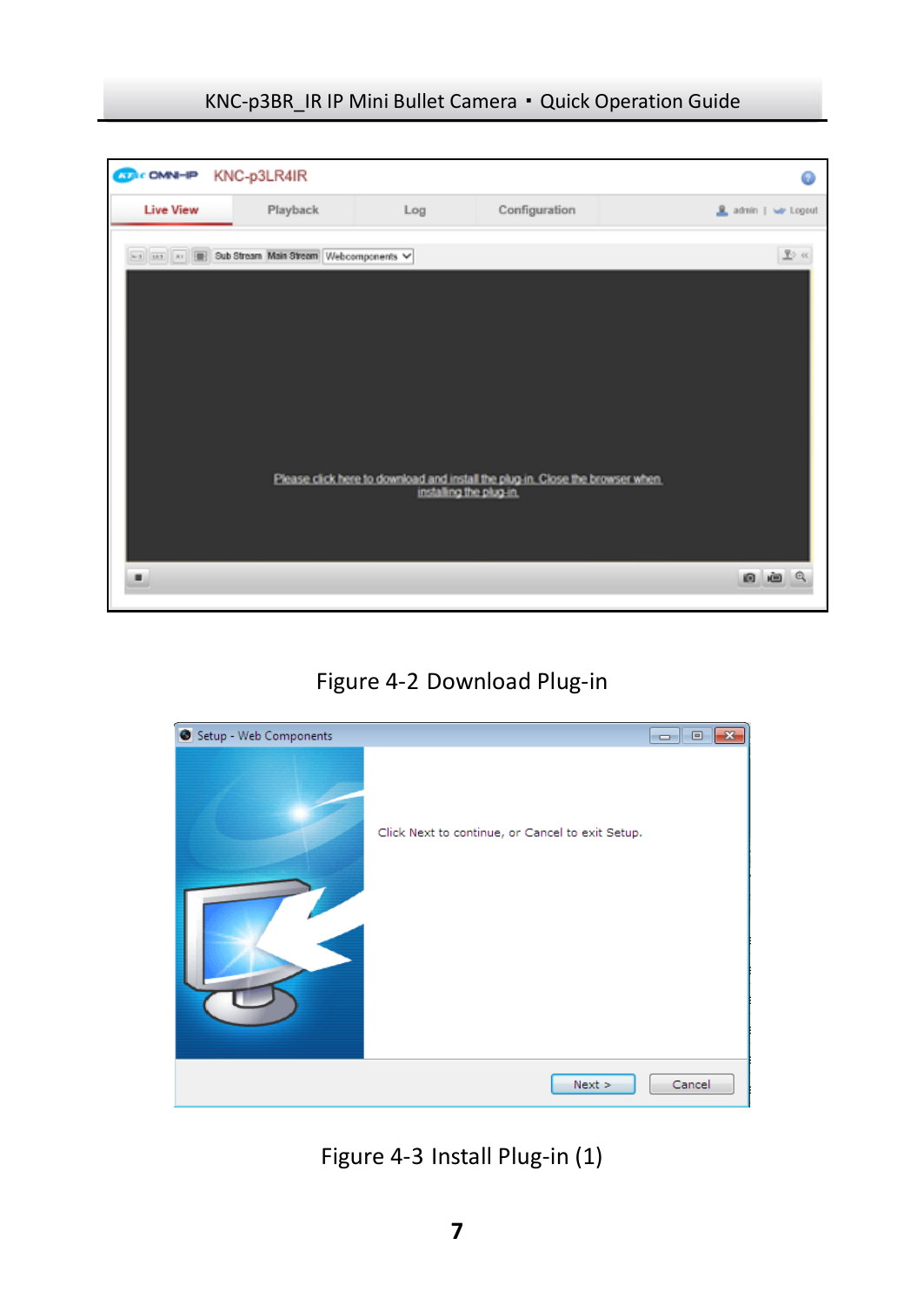Figure 4-2 Download Plug-in

Figure 4-3 Install Plug-in (1)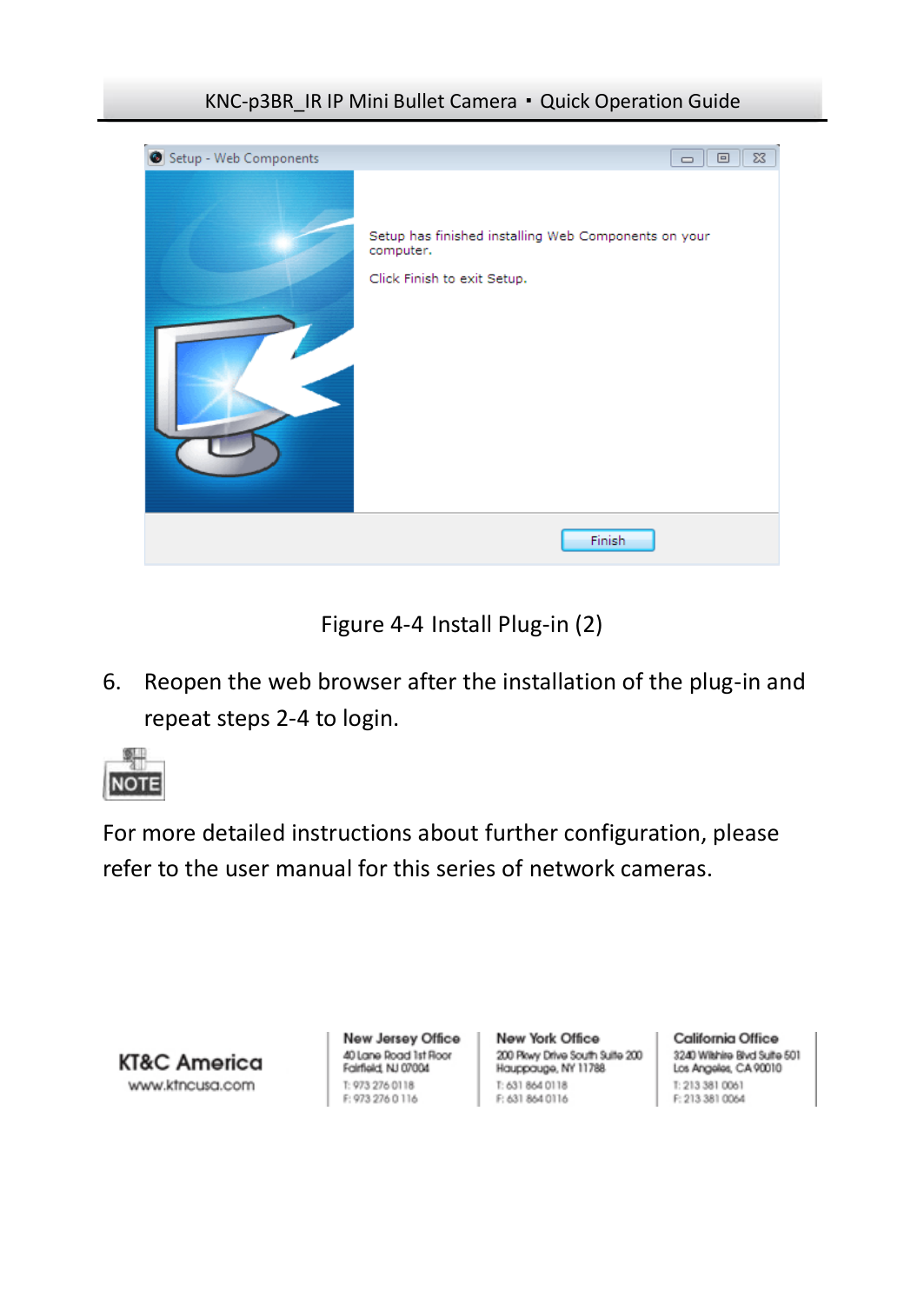Figure 4-4 Install Plug-in (2)

6. Reopen the web browser after the installation of the plug-in and repeat steps 2-4 to login.

NOTE

For more detailed instructions about further configuration, please refer to the user manual for this series of network cameras.

KT&C America
www.ktncusa.com

New Jersey Office
40 Lane Road 1st Floor
Fairfield, NJ 07004
T: 973 276 0118
F: 973 276 0 116

New York Office
200 Pkwy Drive South Suite 200
Hauppauge, NY 11788
T: 631 864 0118
F: 631 864 0116

California Office
3240 Wilshire Blvd Suite 501
Los Angeles, CA 90010
T: 213 381 0061
F: 213 381 0064